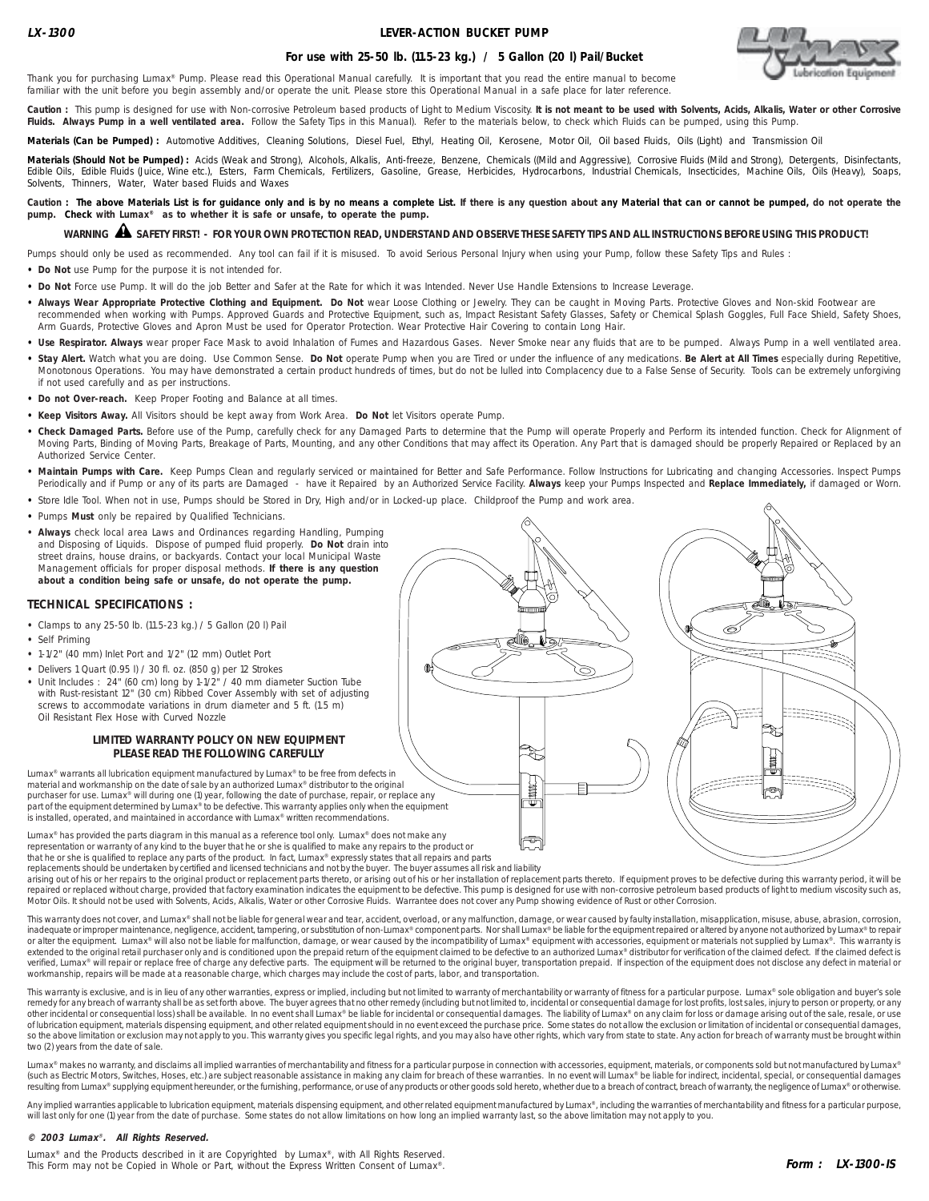**LX-1300**

# LEVER-ACTION BUCKET PUMP

## For use with 25-50 lb. (11.5-23 kg.) / 5 Gallon (20 l) Pail/Bucket

Thank you for purchasing Lumax® Pump. Please read this Operational Manual carefully. It is important that you read the entire manual to become familiar with the unit before you begin assembly and/or operate the unit. Please store this Operational Manual in a safe place for later reference.

**Caution :** This pump is designed for use with Non-corrosive Petroleum based products of Light to Medium Viscosity. **It is not meant to be used with Solvents, Acids, Alkalis, Water or other Corrosive Fluids. Always Pump in a well ventilated area.** Follow the Safety Tips in this Manual). Refer to the materials below, to check which Fluids can be pumped, using this Pump.

**Materials (Can be Pumped) :** Automotive Additives, Cleaning Solutions, Diesel Fuel, Ethyl, Heating Oil, Kerosene, Motor Oil, Oil based Fluids, Oils (Light) and Transmission Oil

**Materials (Should Not be Pumped) :** Acids (Weak and Strong), Alcohols, Alkalis, Anti-freeze, Benzene, Chemicals ((Mild and Aggressive), Corrosive Fluids (Mild and Strong), Detergents, Disinfectants, Edible Oils, Edible Fluids (Juice, Wine etc.), Esters, Farm Chemicals, Fertilizers, Gasoline, Grease, Herbicides, Hydrocarbons, Industrial Chemicals, Insecticides, Machine Oils, Oils (Heavy), Soaps, Solvents, Thinners, Water, Water based Fluids and Waxes

**Caution : The above Materials List is for guidance only and is by no means a complete List. If there is any question about any Material that can or cannot be pumped, do not operate the pump. Check with Lumax® as to whether it is safe or unsafe, to operate the pump.**

**WARNING ⚠ SAFETY FIRST! - FOR YOUR OWN PROTECTION READ, UNDERSTAND AND OBSERVE THESE SAFETY TIPS AND ALL INSTRUCTIONS BEFORE USING THIS PRODUCT!**

Pumps should only be used as recommended. Any tool can fail if it is misused. To avoid Serious Personal Injury when using your Pump, follow these Safety Tips and Rules :

- **Do Not** use Pump for the purpose it is not intended for.
- **Do Not** Force use Pump. It will do the job Better and Safer at the Rate for which it was Intended. Never Use Handle Extensions to Increase Leverage.
- **Always Wear Appropriate Protective Clothing and Equipment. Do Not** wear Loose Clothing or Jewelry. They can be caught in Moving Parts. Protective Gloves and Non-skid Footwear are recommended when working with Pumps. Approved Guards and Protective Equipment, such as, Impact Resistant Safety Glasses, Safety or Chemical Splash Goggles, Full Face Shield, Safety Shoes, Arm Guards, Protective Gloves and Apron Must be used for Operator Protection. Wear Protective Hair Covering to contain Long Hair.
- **Use Respirator. Always** wear proper Face Mask to avoid Inhalation of Fumes and Hazardous Gases. Never Smoke near any fluids that are to be pumped. Always Pump in a well ventilated area.
- **Stay Alert.** Watch what you are doing. Use Common Sense. **Do Not** operate Pump when you are Tired or under the influence of any medications. **Be Alert at All Times** especially during Repetitive, Monotonous Operations. You may have demonstrated a certain product hundreds of times, but do not be lulled into Complacency due to a False Sense of Security. Tools can be extremely unforgiving if not used carefully and as per instructions.
- **Do not Over-reach.** Keep Proper Footing and Balance at all times.
- **Keep Visitors Away.** All Visitors should be kept away from Work Area. **Do Not** let Visitors operate Pump.
- **Check Damaged Parts.** Before use of the Pump, carefully check for any Damaged Parts to determine that the Pump will operate Properly and Perform its intended function. Check for Alignment of Moving Parts, Binding of Moving Parts, Breakage of Parts, Mounting, and any other Conditions that may affect its Operation. Any Part that is damaged should be properly Repaired or Replaced by an Authorized Service Center.
- **Maintain Pumps with Care.** Keep Pumps Clean and regularly serviced or maintained for Better and Safe Performance. Follow Instructions for Lubricating and changing Accessories. Inspect Pumps Periodically and if Pump or any of its parts are Damaged - have it Repaired by an Authorized Service Facility. **Always** keep your Pumps Inspected and **Replace Immediately,** if damaged or Worn.
- Store Idle Tool. When not in use, Pumps should be Stored in Dry, High and/or in Locked-up place. Childproof the Pump and work area.
- Pumps **Must** only be repaired by Qualified Technicians.
- **Always** check local area Laws and Ordinances regarding Handling, Pumping and Disposing of Liquids. Dispose of pumped fluid properly. **Do Not** drain into street drains, house drains, or backyards. Contact your local Municipal Waste Management officials for proper disposal methods. **If there is any question about a condition being safe or unsafe, do not operate the pump.**

## TECHNICAL SPECIFICATIONS :

- Clamps to any 25-50 lb. (11.5-23 kg.) / 5 Gallon (20 l) Pail
- Self Priming
- 1-1/2" (40 mm) Inlet Port and 1/2" (12 mm) Outlet Port
- Delivers 1 Quart (0.95 l) / 30 fl. oz. (850 g) per 12 Strokes
- Unit Includes : 24" (60 cm) long by 1-1/2" / 40 mm diameter Suction Tube with Rust-resistant 12" (30 cm) Ribbed Cover Assembly with set of adjusting screws to accommodate variations in drum diameter and 5 ft. (1.5 m) Oil Resistant Flex Hose with Curved Nozzle

### LIMITED WARRANTY POLICY ON NEW EQUIPMENT
### PLEASE READ THE FOLLOWING CAREFULLY

Lumax® warrants all lubrication equipment manufactured by Lumax® to be free from defects in material and workmanship on the date of sale by an authorized Lumax® distributor to the original purchaser for use. Lumax® will during one (1) year, following the date of purchase, repair, or replace any part of the equipment determined by Lumax® to be defective. This warranty applies only when the equipment is installed, operated, and maintained in accordance with Lumax® written recommendations.

Lumax® has provided the parts diagram in this manual as a reference tool only. Lumax® does not make any representation or warranty of any kind to the buyer that he or she is qualified to make any repairs to the product or that he or she is qualified to replace any parts of the product. In fact, Lumax® expressly states that all repairs and parts replacements should be undertaken by certified and licensed technicians and not by the buyer. The buyer assumes all risk and liability arising out of his or her repairs to the original product or replacement parts thereto, or arising out of his or her installation of replacement parts thereto. If equipment proves to be defective during this warranty period, it will be repaired or replaced without charge, provided that factory examination indicates the equipment to be defective. This pump is designed for use with non-corrosive petroleum based products of light to medium viscosity such as, Motor Oils. It should not be used with Solvents, Acids, Alkalis, Water or other Corrosive Fluids. Warrantee does not cover any Pump showing evidence of Rust or other Corrosion.

This warranty does not cover, and Lumax® shall not be liable for general wear and tear, accident, overload, or any malfunction, damage, or wear caused by faulty installation, misapplication, misuse, abuse, abrasion, corrosion, inadequate or improper maintenance, negligence, accident, tampering, or substitution of non-Lumax® component parts. Nor shall Lumax® be liable for the equipment repaired or altered by anyone not authorized by Lumax® to repair or alter the equipment. Lumax® will also not be liable for malfunction, damage, or wear caused by the incompatibility of Lumax® equipment with accessories, equipment or materials not supplied by Lumax®. This warranty is extended to the original retail purchaser only and is conditioned upon the prepaid return of the equipment claimed to be defective to an authorized Lumax® distributor for verification of the claimed defect. If the claimed defect is verified, Lumax® will repair or replace free of charge any defective parts. The equipment will be returned to the original buyer, transportation prepaid. If inspection of the equipment does not disclose any defect in material or workmanship, repairs will be made at a reasonable charge, which charges may include the cost of parts, labor, and transportation.

This warranty is exclusive, and is in lieu of any other warranties, express or implied, including but not limited to warranty of merchantability or warranty of fitness for a particular purpose. Lumax® sole obligation and buyer's sole remedy for any breach of warranty shall be as set forth above. The buyer agrees that no other remedy (including but not limited to, incidental or consequential damage for lost profits, lost sales, injury to person or property, or any other incidental or consequential loss) shall be available. In no event shall Lumax® be liable for incidental or consequential damages. The liability of Lumax® on any claim for loss or damage arising out of the sale, resale, or use of lubrication equipment, materials dispensing equipment, and other related equipment should in no event exceed the purchase price. Some states do not allow the exclusion or limitation of incidental or consequential damages, so the above limitation or exclusion may not apply to you. This warranty gives you specific legal rights, and you may also have other rights, which vary from state to state. Any action for breach of warranty must be brought within two (2) years from the date of sale.

Lumax® makes no warranty, and disclaims all implied warranties of merchantability and fitness for a particular purpose in connection with accessories, equipment, materials, or components sold but not manufactured by Lumax® (such as Electric Motors, Switches, Hoses, etc.) are subject reasonable assistance in making any claim for breach of these warranties. In no event will Lumax® be liable for indirect, incidental, special, or consequential damages resulting from Lumax® supplying equipment hereunder, or the furnishing, performance, or use of any products or other goods sold hereto, whether due to a breach of contract, breach of warranty, the negligence of Lumax® or otherwise.

Any implied warranties applicable to lubrication equipment, materials dispensing equipment, and other related equipment manufactured by Lumax®, including the warranties of merchantability and fitness for a particular purpose, will last only for one (1) year from the date of purchase. Some states do not allow limitations on how long an implied warranty last, so the above limitation may not apply to you.

***© 2003 Lumax®. All Rights Reserved.***

Lumax® and the Products described in it are Copyrighted by Lumax®, with All Rights Reserved.
This Form may not be Copied in Whole or Part, without the Express Written Consent of Lumax®.

**Form : LX-1300-IS**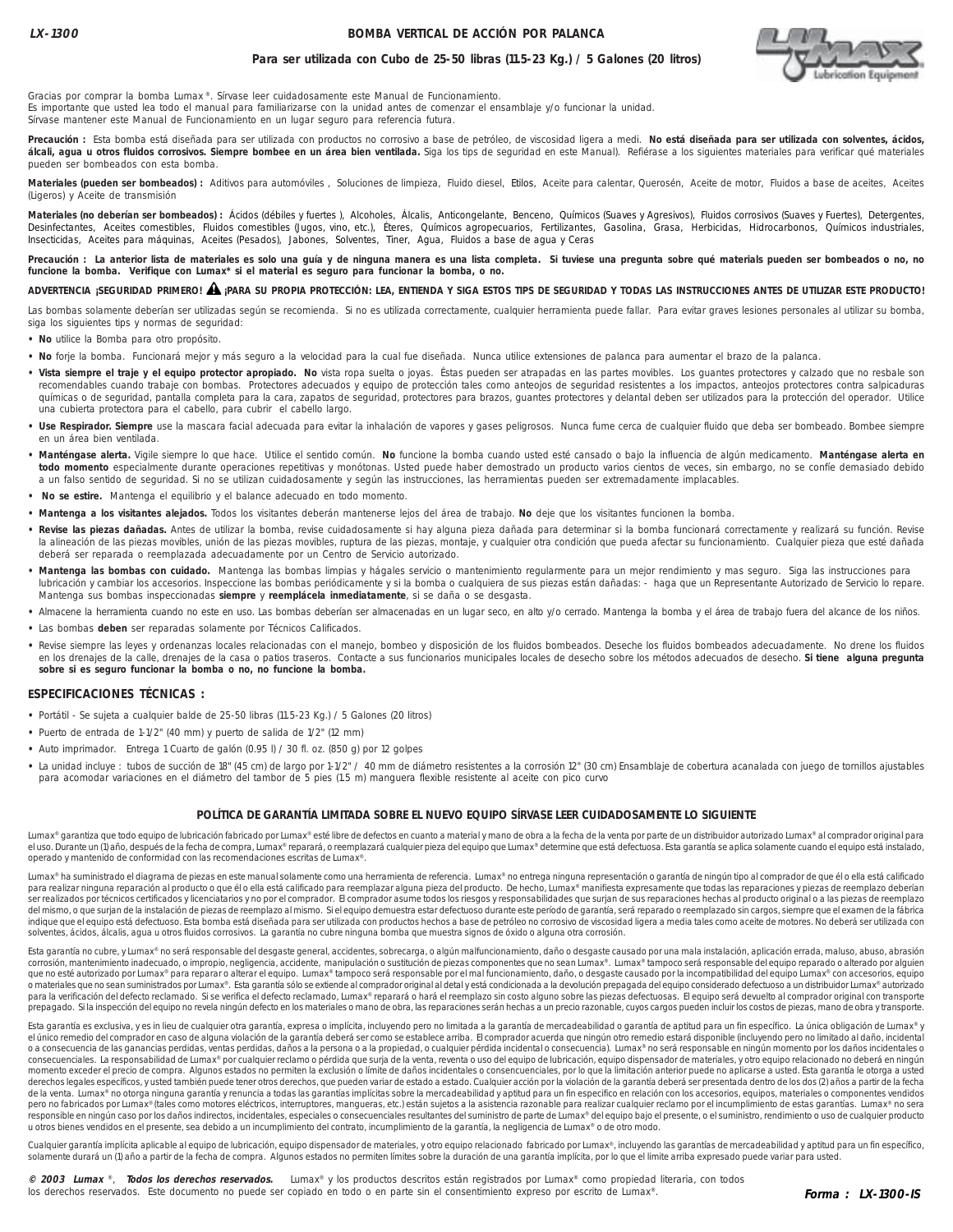**LX-1300**

# BOMBA VERTICAL DE ACCIÓN POR PALANCA

**Para ser utilizada con Cubo de 25-50 libras (11.5-23 Kg.) / 5 Galones (20 litros)**

Gracias por comprar la bomba Lumax®. Sírvase leer cuidadosamente este Manual de Funcionamiento.
Es importante que usted lea todo el manual para familiarizarse con la unidad antes de comenzar el ensamblaje y/o funcionar la unidad.
Sírvase mantener este Manual de Funcionamiento en un lugar seguro para referencia futura.

**Precaución :** Esta bomba está diseñada para ser utilizada con productos no corrosivo a base de petróleo, de viscosidad ligera a medi. **No está diseñada para ser utilizada con solventes, ácidos, álcali, agua u otros fluidos corrosivos. Siempre bombee en un área bien ventilada.** Siga los tips de seguridad en este Manual). Refiérase a los siguientes materiales para verificar qué materiales pueden ser bombeados con esta bomba.

**Materiales (pueden ser bombeados) :** Aditivos para automóviles , Soluciones de limpieza, Fluido diesel, Etilos, Aceite para calentar, Querosén, Aceite de motor, Fluidos a base de aceites, Aceites (Ligeros) y Aceite de transmisión

**Materiales (no deberían ser bombeados) :** Ácidos (débiles y fuertes ), Alcoholes, Álcalis, Anticongelante, Benceno, Químicos (Suaves y Agresivos), Fluidos corrosivos (Suaves y Fuertes), Detergentes, Desinfectantes, Aceites comestibles, Fluidos comestibles (Jugos, vino, etc.), Éteres, Químicos agropecuarios, Fertilizantes, Gasolina, Grasa, Herbicidas, Hidrocarbonos, Químicos industriales, Insecticidas, Aceites para máquinas, Aceites (Pesados), Jabones, Solventes, Tiner, Agua, Fluidos a base de agua y Ceras

**Precaution : La anterior lista de materiales es solo una guía y de ninguna manera es una lista completa. Si tuviese una pregunta sobre qué materials pueden ser bombeados o no, no funcione la bomba. Verifique con Lumax\* si el material es seguro para funcionar la bomba, o no.**

**ADVERTENCIA ¡SEGURIDAD PRIMERO! ⚠ ¡PARA SU PROPIA PROTECCIÓN: LEA, ENTIENDA Y SIGA ESTOS TIPS DE SEGURIDAD Y TODAS LAS INSTRUCCIONES ANTES DE UTILIZAR ESTE PRODUCTO!**

Las bombas solamente deberían ser utilizadas según se recomienda. Si no es utilizada correctamente, cualquier herramienta puede fallar. Para evitar graves lesiones personales al utilizar su bomba, siga los siguientes tips y normas de seguridad:

- **No** utilice la Bomba para otro propósito.
- **No** forje la bomba. Funcionará mejor y más seguro a la velocidad para la cual fue diseñada. Nunca utilice extensiones de palanca para aumentar el brazo de la palanca.
- **Vista siempre el traje y el equipo protector apropiado. No** vista ropa suelta o joyas. Éstas pueden ser atrapadas en las partes movibles. Los guantes protectores y calzado que no resbale son recomendables cuando trabaje con bombas. Protectores adecuados y equipo de protección tales como anteojos de seguridad resistentes a los impactos, anteojos protectores contra salpicaduras químicas o de seguridad, pantalla completa para la cara, zapatos de seguridad, protectores para brazos, guantes protectores y delantal deben ser utilizados para la protección del operador. Utilice una cubierta protectora para el cabello, para cubrir el cabello largo.
- **Use Respirador. Siempre** use la mascara facial adecuada para evitar la inhalación de vapores y gases peligrosos. Nunca fume cerca de cualquier fluido que deba ser bombeado. Bombee siempre en un área bien ventilada.
- **Manténgase alerta.** Vigile siempre lo que hace. Utilice el sentido común. **No** funcione la bomba cuando usted esté cansado o bajo la influencia de algún medicamento. **Manténgase alerta en todo momento** especialmente durante operaciones repetitivas y monótonas. Usted puede haber demostrado un producto varios cientos de veces, sin embargo, no se confíe demasiado debido a un falso sentido de seguridad. Si no se utilizan cuidadosamente y según las instrucciones, las herramientas pueden ser extremadamente implacables.
- **No se estire.** Mantenga el equilibrio y el balance adecuado en todo momento.
- **Mantenga a los visitantes alejados.** Todos los visitantes deberán mantenerse lejos del área de trabajo. **No** deje que los visitantes funcionen la bomba.
- **Revise las piezas dañadas.** Antes de utilizar la bomba, revise cuidadosamente si hay alguna pieza dañada para determinar si la bomba funcionará correctamente y realizará su función. Revise la alineación de las piezas movibles, unión de las piezas movibles, ruptura de las piezas, montaje, y cualquier otra condición que pueda afectar su funcionamiento. Cualquier pieza que esté dañada deberá ser reparada o reemplazada adecuadamente por un Centro de Servicio autorizado.
- **Mantenga las bombas con cuidado.** Mantenga las bombas limpias y hágales servicio o mantenimiento regularmente para un mejor rendimiento y mas seguro. Siga las instrucciones para lubricación y cambiar los accesorios. Inspeccione las bombas periódicamente y si la bomba o cualquiera de sus piezas están dañadas: - haga que un Representante Autorizado de Servicio lo repare. Mantenga sus bombas inspeccionadas **siempre** y **reemplácela inmediatamente**, si se daña o se desgasta.
- Almacene la herramienta cuando no este en uso. Las bombas deberían ser almacenadas en un lugar seco, en alto y/o cerrado. Mantenga la bomba y el área de trabajo fuera del alcance de los niños.
- Las bombas **deben** ser reparadas solamente por Técnicos Calificados.
- Revise siempre las leyes y ordenanzas locales relacionadas con el manejo, bombeo y disposición de los fluidos bombeados. Deseche los fluidos bombeados adecuadamente. No drene los fluidos en los drenajes de la calle, drenajes de la casa o patios traseros. Contacte a sus funcionarios municipales locales de desecho sobre los métodos adecuados de desecho. **Si tiene alguna pregunta sobre si es seguro funcionar la bomba o no, no funcione la bomba.**

## ESPECIFICACIONES TÉCNICAS :

- Portátil - Se sujeta a cualquier balde de 25-50 libras (11.5-23 Kg.) / 5 Galones (20 litros)
- Puerto de entrada de 1-1/2" (40 mm) y puerto de salida de 1/2" (12 mm)
- Auto imprimador. Entrega 1 Cuarto de galón (0.95 l) / 30 fl. oz. (850 g) por 12 golpes
- La unidad incluye : tubos de succión de 18" (45 cm) de largo por 1-1/2" / 40 mm de diámetro resistentes a la corrosión 12" (30 cm) Ensamblaje de cobertura acanalada con juego de tornillos ajustables para acomodar variaciones en el diámetro del tambor de 5 pies (1.5 m) manguera flexible resistente al aceite con pico curvo

## POLÍTICA DE GARANTÍA LIMITADA SOBRE EL NUEVO EQUIPO SÍRVASE LEER CUIDADOSAMENTE LO SIGUIENTE

Lumax® garantiza que todo equipo de lubricación fabricado por Lumax® esté libre de defectos en cuanto a material y mano de obra a la fecha de la venta por parte de un distribuidor autorizado Lumax® al comprador original para el uso. Durante un (1) año, después de la fecha de compra, Lumax® reparará, o reemplazará cualquier pieza del equipo que Lumax® determine que está defectuosa. Esta garantía se aplica solamente cuando el equipo está instalado, operado y mantenido de conformidad con las recomendaciones escritas de Lumax®.

Lumax® ha suministrado el diagrama de piezas en este manual solamente como una herramienta de referencia. Lumax® no entrega ninguna representación o garantía de ningún tipo al comprador de que él o ella está calificado para realizar ninguna reparación al producto o que él o ella está calificado para reemplazar alguna pieza del producto. De hecho, Lumax® manifiesta expresamente que todas las reparaciones y piezas de reemplazo deberían ser realizados por técnicos certificados y licenciatarios y no por el comprador. El comprador asume todos los riesgos y responsabilidades que surjan de sus reparaciones hechas al producto original o a las piezas de reemplazo del mismo, o que surjan de la instalación de piezas de reemplazo al mismo. Si el equipo demuestra estar defectuoso durante este período de garantía, será reparado o reemplazado sin cargos, siempre que el examen de la fábrica indique que el equipo está defectuoso. Esta bomba está diseñada para ser utilizada con productos hechos a base de petróleo no corrosivo de viscosidad ligera a media tales como aceite de motores. No deberá ser utilizada con solventes, ácidos, álcalis, agua u otros fluidos corrosivos. La garantía no cubre ninguna bomba que muestra signos de óxido o alguna otra corrosión.

Esta garantía no cubre, y Lumax® no será responsable del desgaste general, accidentes, sobrecarga, o algún malfuncionamiento, daño o desgaste causado por una mala instalación, aplicación errada, maluso, abuso, abrasión corrosión, mantenimiento inadecuado, o impropio, negligencia, accidente, manipulación o sustitución de piezas componentes que no sean Lumax®. Lumax® tampoco será responsable del equipo reparado o alterado por alguien que no esté autorizado por Lumax® para reparar o alterar el equipo. Lumax® tampoco será responsable por el mal funcionamiento, daño, o desgaste causado por la incompatibilidad del equipo Lumax® con accesorios, equipo o materiales que no sean suministrados por Lumax®. Esta garantía sólo se extiende al comprador original al detal y está condicionada a la devolución prepagada del equipo considerado defectuoso a un distribuidor Lumax® autorizado para la verificación del defecto reclamado. Si se verifica el defecto reclamado, Lumax® reparará o hará el reemplazo sin costo alguno sobre las piezas defectuosas. El equipo será devuelto al comprador original con transporte prepagado. Si la inspección del equipo no revela ningún defecto en los materiales o mano de obra, las reparaciones serán hechas a un precio razonable, cuyos cargos pueden incluir los costos de piezas, mano de obra y transporte.

Esta garantía es exclusiva, y es in lieu de cualquier otra garantía, expresa o implícita, incluyendo pero no limitada a la garantía de mercadeabilidad o garantía de aptitud para un fin específico. La única obligación de Lumax® y el único remedio del comprador en caso de alguna violación de la garantía deberá ser como se establece arriba. El comprador acuerda que ningún otro remedio estará disponible (incluyendo pero no limitado al daño, incidental o a consecuencia de las ganancias perdidas, ventas perdidas, daños a la persona o a la propiedad, o cualquier pérdida incidental o consecuencia). Lumax® no será responsable en ningún momento por los daños incidentales o consecuenciales. La responsabilidad de Lumax® por cualquier reclamo o pérdida que surja de la venta, reventa o uso del equipo de lubricación, equipo dispensador de materiales, y otro equipo relacionado no deberá en ningún momento exceder el precio de compra. Algunos estados no permiten la exclusión o límite de daños incidentales o consencuenciales, por lo que la limitación anterior puede no aplicarse a usted. Esta garantía le otorga a usted derechos legales específicos, y usted también puede tener otros derechos, que pueden variar de estado a estado. Cualquier acción por la violación de la garantía deberá ser presentada dentro de los dos (2) años a partir de la fecha de la venta. Lumax® no otorga ninguna garantía y renuncia a todas las garantías implícitas sobre la mercadeabilidad y aptitud para un fin específico en relación con los accesorios, equipos, materiales o componentes vendidos pero no fabricados por Lumax® (tales como motores eléctricos, interruptores, mangueras, etc.) están sujetos a la asistencia razonable para realizar cualquier reclamo por el incumplimiento de estas garantías. Lumax® no sera responsible en ningún caso por los daños indirectos, incidentales, especiales o consecuenciales resultantes del suministro de parte de Lumax® del equipo bajo el presente, o el suministro, rendimiento o uso de cualquier producto u otros bienes vendidos en el presente, sea debido a un incumplimiento del contrato, incumplimiento de la garantía, la negligencia de Lumax® o de otro modo.

Cualquier garantía implícita aplicable al equipo de lubricación, equipo dispensador de materiales, y otro equipo relacionado fabricado por Lumax®, incluyendo las garantías de mercadeabilidad y aptitud para un fin específico, solamente durará un (1) año a partir de la fecha de compra. Algunos estados no permiten límites sobre la duración de una garantía implícita, por lo que el limite arriba expresado puede variar para usted.

***© 2003 Lumax ®, Todos los derechos reservados.*** Lumax® y los productos descritos están registrados por Lumax® como propiedad literaria, con todos los derechos reservados. Este documento no puede ser copiado en todo o en parte sin el consentimiento expreso por escrito de Lumax®.

***Forma : LX-1300-IS***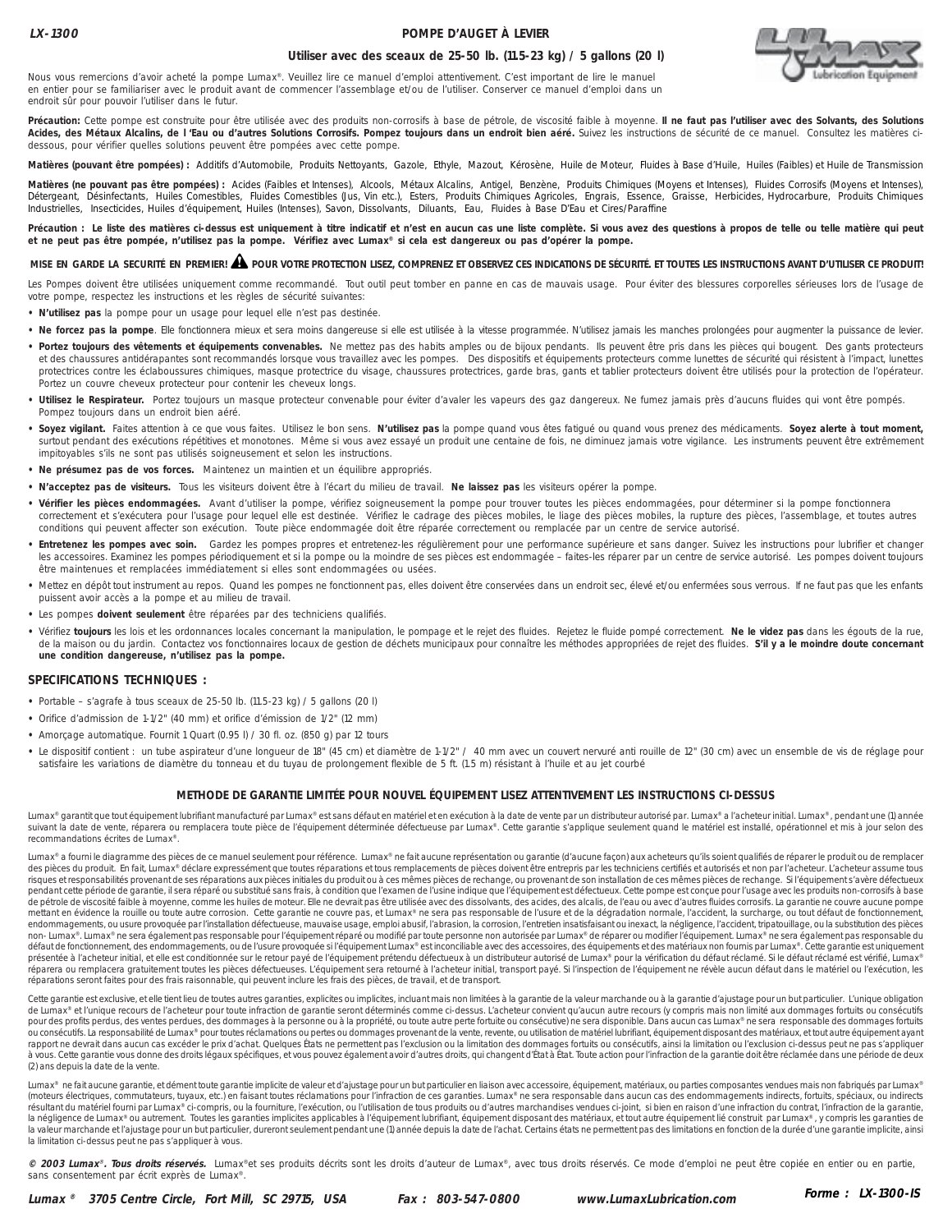LX-1300

# POMPE D'AUGET À LEVIER

## Utiliser avec des seaux de 25-50 lb. (11.5-23 kg) / 5 gallons (20 l)

Nous vous remercions d'avoir acheté la pompe Lumax®. Veuillez lire ce manuel d'emploi attentivement. C'est important de lire le manuel en entier pour se familiariser avec le produit avant de commencer l'assemblage et/ou de l'utiliser. Conserver ce manuel d'emploi dans un endroit sûr pour pouvoir l'utiliser dans le futur.

**Précaution:** Cette pompe est construite pour être utilisée avec des produits non-corrosifs à base de pétrole, de viscosité faible à moyenne. **Il ne faut pas l'utiliser avec des Solvants, des Solutions Acides, des Métaux Alcalins, de l 'Eau ou d'autres Solutions Corrosifs. Pompez toujours dans un endroit bien aéré.** Suivez les instructions de sécurité de ce manuel. Consultez les matières ci-dessous, pour vérifier quelles solutions peuvent être pompées avec cette pompe.

**Matières (pouvant être pompées) :** Additifs d'Automobile, Produits Nettoyants, Gazole, Ethyle, Mazout, Kérosène, Huile de Moteur, Fluides à Base d'Huile, Huiles (Faibles) et Huile de Transmission

**Matières (ne pouvant pas être pompées) :** Acides (Faibles et Intenses), Alcools, Métaux Alcalins, Antigel, Benzène, Produits Chimiques (Moyens et Intenses), Fluides Corrosifs (Moyens et Intenses), Détergeant, Désinfectants, Huiles Comestibles, Fluides Comestibles (Jus, Vin etc.), Esters, Produits Chimiques Agricoles, Engrais, Essence, Graisse, Herbicides, Hydrocarbure, Produits Chimiques Industrielles, Insecticides, Huiles d'équipement, Huiles (Intenses), Savon, Dissolvants, Diluants, Eau, Fluides à Base D'Eau et Cires/Paraffine

**Précaution : Le liste des matières ci-dessus est uniquement à titre indicatif et n'est en aucun cas une liste complète. Si vous avez des questions à propos de telle ou telle matière qui peut et ne peut pas être pompée, n'utilisez pas la pompe. Vérifiez avec Lumax® si cela est dangereux ou pas d'opérer la pompe.**

**MISE EN GARDE LA SECURITÉ EN PREMIER! ⚠ POUR VOTRE PROTECTION LISEZ, COMPRENEZ ET OBSERVEZ CES INDICATIONS DE SÉCURITÉ. ET TOUTES LES INSTRUCTIONS AVANT D'UTILISER CE PRODUIT!**

Les Pompes doivent être utilisées uniquement comme recommandé. Tout outil peut tomber en panne en cas de mauvais usage. Pour éviter des blessures corporelles sérieuses lors de l'usage de votre pompe, respectez les instructions et les règles de sécurité suivantes:

- **N'utilisez pas** la pompe pour un usage pour lequel elle n'est pas destinée.
- **Ne forcez pas la pompe**. Elle fonctionnera mieux et sera moins dangereuse si elle est utilisée à la vitesse programmée. N'utilisez jamais les manches prolongées pour augmenter la puissance de levier.
- **Portez toujours des vêtements et équipements convenables.** Ne mettez pas des habits amples ou de bijoux pendants. Ils peuvent être pris dans les pièces qui bougent. Des gants protecteurs et des chaussures antidérapantes sont recommandés lorsque vous travaillez avec les pompes. Des dispositifs et équipements protecteurs comme lunettes de sécurité qui résistent à l'impact, lunettes protectrices contre les éclaboussures chimiques, masque protectrice du visage, chaussures protectrices, garde bras, gants et tablier protecteurs doivent être utilisés pour la protection de l'opérateur. Portez un couvre cheveux protecteur pour contenir les cheveux longs.
- **Utilisez le Respirateur.** Portez toujours un masque protecteur convenable pour éviter d'avaler les vapeurs des gaz dangereux. Ne fumez jamais près d'aucuns fluides qui vont être pompés. Pompez toujours dans un endroit bien aéré.
- **Soyez vigilant.** Faites attention à ce que vous faites. Utilisez le bon sens. **N'utilisez pas** la pompe quand vous êtes fatigué ou quand vous prenez des médicaments. **Soyez alerte à tout moment,** surtout pendant des exécutions répétitives et monotones. Même si vous avez essayé un produit une centaine de fois, ne diminuez jamais votre vigilance. Les instruments peuvent être extrêmement impitoyables s'ils ne sont pas utilisés soigneusement et selon les instructions.
- **Ne présumez pas de vos forces.** Maintenez un maintien et un équilibre appropriés.
- **N'acceptez pas de visiteurs.** Tous les visiteurs doivent être à l'écart du milieu de travail. **Ne laissez pas** les visiteurs opérer la pompe.
- **Vérifier les pièces endommagées.** Avant d'utiliser la pompe, vérifiez soigneusement la pompe pour trouver toutes les pièces endommagées, pour déterminer si la pompe fonctionnera correctement et s'exécutera pour l'usage pour lequel elle est destinée. Vérifiez le cadrage des pièces mobiles, le liage des pièces mobiles, la rupture des pièces, l'assemblage, et toutes autres conditions qui peuvent affecter son exécution. Toute pièce endommagée doit être réparée correctement ou remplacée par un centre de service autorisé.
- **Entretenez les pompes avec soin.** Gardez les pompes propres et entretenez-les régulièrement pour une performance supérieure et sans danger. Suivez les instructions pour lubrifier et changer les accessoires. Examinez les pompes périodiquement et si la pompe ou la moindre de ses pièces est endommagée – faites-les réparer par un centre de service autorisé. Les pompes doivent toujours être maintenues et remplacées immédiatement si elles sont endommagées ou usées.
- Mettez en dépôt tout instrument au repos. Quand les pompes ne fonctionnent pas, elles doivent être conservées dans un endroit sec, élevé et/ou enfermées sous verrous. Il ne faut pas que les enfants puissent avoir accès a la pompe et au milieu de travail.
- Les pompes **doivent seulement** être réparées par des techniciens qualifiés.
- Vérifiez **toujours** les lois et les ordonnances locales concernant la manipulation, le pompage et le rejet des fluides. Rejetez le fluide pompé correctement. **Ne le videz pas** dans les égouts de la rue, de la maison ou du jardin. Contactez vos fonctionnaires locaux de gestion de déchets municipaux pour connaître les méthodes appropriées de rejet des fluides. **S'il y a le moindre doute concernant une condition dangereuse, n'utilisez pas la pompe.**

## SPECIFICATIONS TECHNIQUES :

- Portable – s'agrafe à tous seaux de 25-50 lb. (11.5-23 kg) / 5 gallons (20 l)
- Orifice d'admission de 1-1/2" (40 mm) et orifice d'émission de 1/2" (12 mm)
- Amorçage automatique. Fournit 1 Quart (0.95 l) / 30 fl. oz. (850 g) par 12 tours
- Le dispositif contient : un tube aspirateur d'une longueur de 18" (45 cm) et diamètre de 1-1/2" / 40 mm avec un couvert nervuré anti rouille de 12" (30 cm) avec un ensemble de vis de réglage pour satisfaire les variations de diamètre du tonneau et du tuyau de prolongement flexible de 5 ft. (1.5 m) résistant à l'huile et au jet courbé

## METHODE DE GARANTIE LIMITÉE POUR NOUVEL ÉQUIPEMENT LISEZ ATTENTIVEMENT LES INSTRUCTIONS CI-DESSUS

Lumax® garantit que tout équipement lubrifiant manufacturé par Lumax® est sans défaut en matériel et en exécution à la date de vente par un distributeur autorisé par. Lumax® a l'acheteur initial. Lumax®, pendant une (1) année suivant la date de vente, réparera ou remplacera toute pièce de l'équipement déterminée défectueuse par Lumax®. Cette garantie s'applique seulement quand le matériel est installé, opérationnel et mis à jour selon des recommandations écrites de Lumax®.

Lumax® a fourni le diagramme des pièces de ce manuel seulement pour référence. Lumax® ne fait aucune représentation ou garantie (d'aucune façon) aux acheteurs qu'ils soient qualifiés de réparer le produit ou de remplacer des pièces du produit. En fait, Lumax® déclare expressément que toutes réparations et tous remplacements de pièces doivent être entrepris par les techniciens certifiés et autorisés et non par l'acheteur. L'acheteur assume tous risques et responsabilités provenant de ses réparations aux pièces initiales du produit ou à ces mêmes pièces de rechange, ou provenant de son installation de ces mêmes pièces de rechange. Si l'équipement s'avère défectueux pendant cette période de garantie, il sera réparé ou substitué sans frais, à condition que l'examen de l'usine indique que l'équipement est défectueux. Cette pompe est conçue pour l'usage avec les produits non-corrosifs à base de pétrole de viscosité faible à moyenne, comme les huiles de moteur. Elle ne devrait pas être utilisée avec des dissolvants, des acides, des alcalis, de l'eau ou avec d'autres fluides corrosifs. La garantie ne couvre aucune pompe mettant en évidence la rouille ou toute autre corrosion. Cette garantie ne couvre pas, et Lumax® ne sera pas responsable de l'usure et de la dégradation normale, l'accident, la surcharge, ou tout défaut de fonctionnement, endommagements, ou usure provoquée par l'installation défectueuse, mauvaise usage, emploi abusif, l'abrasion, la corrosion, l'entretien insatisfaisant ou inexact, la négligence, l'accident, tripatouillage, ou la substitution des pièces non- Lumax®. Lumax® ne sera également pas responsable pour l'équipement réparé ou modifié par toute personne non autorisée par Lumax® de réparer ou modifier l'équipement. Lumax® ne sera également pas responsable du défaut de fonctionnement, des endommagements, ou de l'usure provoquée si l'équipement Lumax® est inconciliable avec des accessoires, des équipements et des matériaux non fournis par Lumax®. Cette garantie est uniquement présentée à l'acheteur initial, et elle est conditionnée sur le retour payé de l'équipement prétendu défectueux à un distributeur autorisé de Lumax® pour la vérification du défaut réclamé. Si le défaut réclamé est vérifié, Lumax® réparera ou remplacera gratuitement toutes les pièces défectueuses. L'équipement sera retourné à l'acheteur initial, transport payé. Si l'inspection de l'équipement ne révèle aucun défaut dans le matériel ou l'exécution, les réparations seront faites pour des frais raisonnable, qui peuvent inclure les frais des pièces, de travail, et de transport.

Cette garantie est exclusive, et elle tient lieu de toutes autres garanties, explicites ou implicites, incluant mais non limitées à la garantie de la valeur marchande ou à la garantie d'ajustage pour un but particulier. L'unique obligation de Lumax® et l'unique recours de l'acheteur pour toute infraction de garantie seront déterminés comme ci-dessus. L'acheteur convient qu'aucun autre recours (y compris mais non limité aux dommages fortuits ou consécutifs pour des profits perdus, des ventes perdues, des dommages à la personne ou à la propriété, ou toute autre perte fortuite ou consécutive) ne sera disponible. Dans aucun cas Lumax® ne sera responsable des dommages fortuits ou consécutifs. La responsabilité de Lumax® pour toutes réclamations ou pertes ou dommages provenant de la vente, revente, ou utilisation de matériel lubrifiant, équipement disposant des matériaux, et tout autre équipement ayant rapport ne devrait dans aucun cas excéder le prix d'achat. Quelques États ne permettent pas l'exclusion ou la limitation des dommages fortuits ou consécutifs, ainsi la limitation ou l'exclusion ci-dessus peut ne pas s'appliquer à vous. Cette garantie vous donne des droits légaux spécifiques, et vous pouvez également avoir d'autres droits, qui changent d'État à État. Toute action pour l'infraction de la garantie doit être réclamée dans une période de deux (2) ans depuis la date de la vente.

Lumax® ne fait aucune garantie, et dément toute garantie implicite de valeur et d'ajustage pour un but particulier en liaison avec accessoire, équipement, matériaux, ou parties composantes vendues mais non fabriqués par Lumax® (moteurs électriques, commutateurs, tuyaux, etc.) en faisant toutes réclamations pour l'infraction de ces garanties. Lumax® ne sera responsable dans aucun cas des endommagements indirects, fortuits, spéciaux, ou indirects résultant du matériel fourni par Lumax® ci-compris, ou la fourniture, l'exécution, ou l'utilisation de tous produits ou d'autres marchandises vendues ci-joint, si bien en raison d'une infraction du contrat, l'infraction de la garantie, la négligence de Lumax® ou autrement. Toutes les garanties implicites applicables à l'équipement lubrifiant, équipement disposant des matériaux, et tout autre équipement lié construit par Lumax®, y compris les garanties de la valeur marchande et l'ajustage pour un but particulier, dureront seulement pendant une (1) année depuis la date de l'achat. Certains états ne permettent pas des limitations en fonction de la durée d'une garantie implicite, ainsi la limitation ci-dessus peut ne pas s'appliquer à vous.

***© 2003 Lumax®. Tous droits réservés.*** Lumax® et ses produits décrits sont les droits d'auteur de Lumax®, avec tous droits réservés. Ce mode d'emploi ne peut être copiée en entier ou en partie, sans consentement par écrit exprès de Lumax®.

*Lumax® 3705 Centre Circle, Fort Mill, SC 29715, USA     Fax : 803-547-0800     www.LumaxLubrication.com*

*Forme : LX-1300-IS*